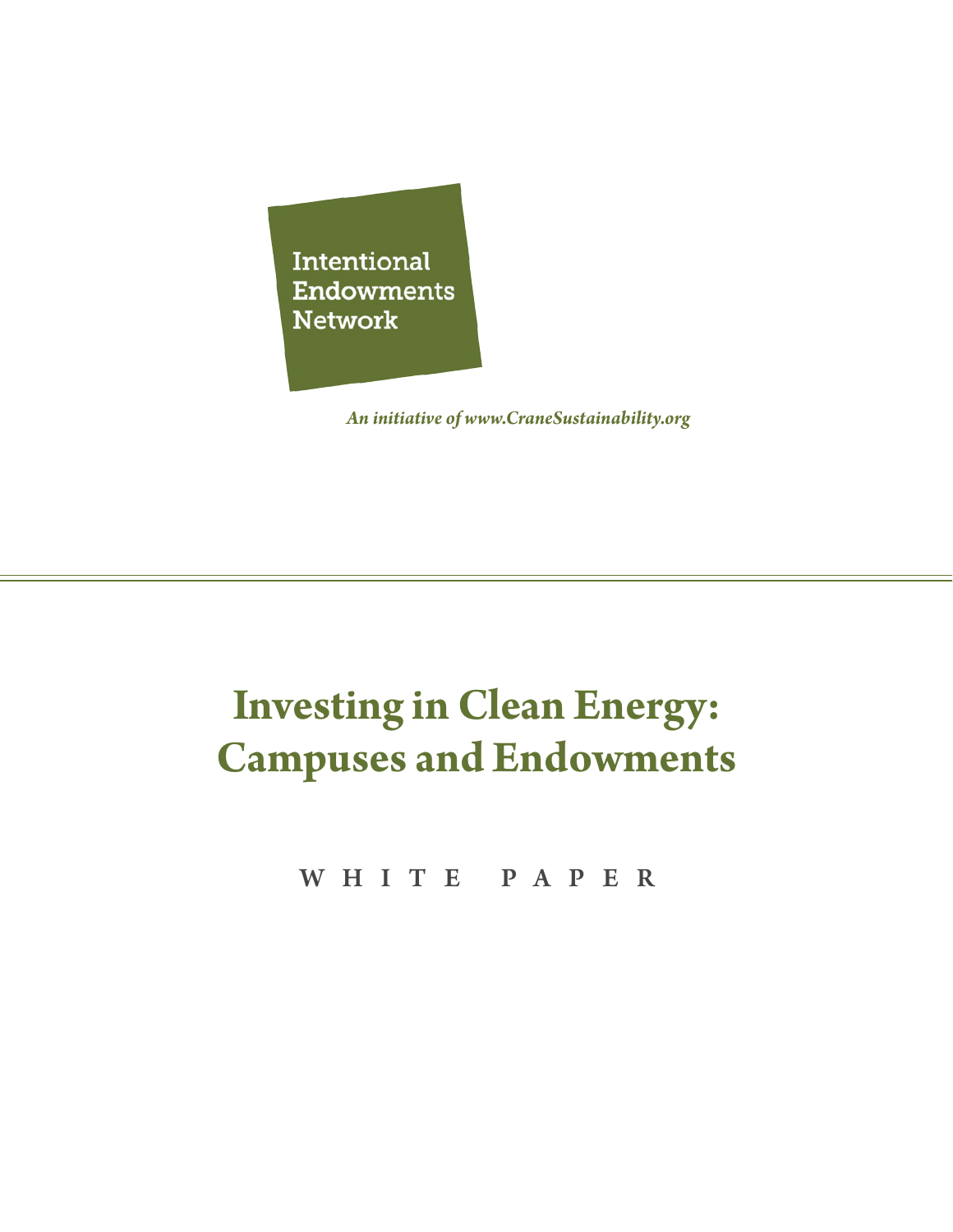Intentional Endowments Network

*An initiative of www.CraneSustainability.org*

# Investing in Clean Energy: Campuses and Endowments

**WHITE PAPER**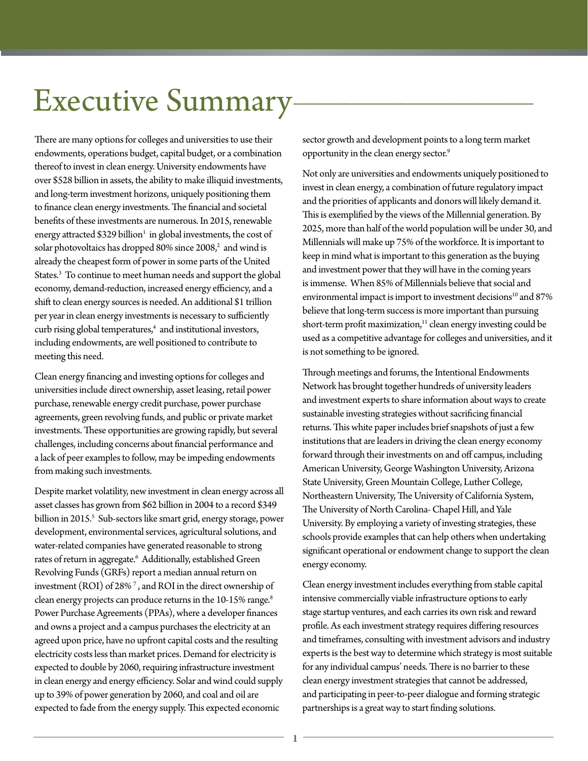# Executive Summary

There are many options for colleges and universities to use their endowments, operations budget, capital budget, or a combination thereof to invest in clean energy. University endowments have over $528 billion in assets, the ability to make illiquid investments, and long-term investment horizons, uniquely positioning them to finance clean energy investments. The financial and societal benefits of these investments are numerous. In 2015, renewable energy attracted $329 billion[1] in global investments, the cost of solar photovoltaics has dropped 80% since 2008,[2] and wind is already the cheapest form of power in some parts of the United States.[3] To continue to meet human needs and support the global economy, demand-reduction, increased energy efficiency, and a shift to clean energy sources is needed. An additional $1 trillion per year in clean energy investments is necessary to sufficiently curb rising global temperatures,[4] and institutional investors, including endowments, are well positioned to contribute to meeting this need.

Clean energy financing and investing options for colleges and universities include direct ownership, asset leasing, retail power purchase, renewable energy credit purchase, power purchase agreements, green revolving funds, and public or private market investments. These opportunities are growing rapidly, but several challenges, including concerns about financial performance and a lack of peer examples to follow, may be impeding endowments from making such investments.

Despite market volatility, new investment in clean energy across all asset classes has grown from $62 billion in 2004 to a record $349 billion in 2015.[5] Sub-sectors like smart grid, energy storage, power development, environmental services, agricultural solutions, and water-related companies have generated reasonable to strong rates of return in aggregate.[6] Additionally, established Green Revolving Funds (GRFs) report a median annual return on investment (ROI) of 28%[7], and ROI in the direct ownership of clean energy projects can produce returns in the 10-15% range.[8] Power Purchase Agreements (PPAs), where a developer finances and owns a project and a campus purchases the electricity at an agreed upon price, have no upfront capital costs and the resulting electricity costs less than market prices. Demand for electricity is expected to double by 2060, requiring infrastructure investment in clean energy and energy efficiency. Solar and wind could supply up to 39% of power generation by 2060, and coal and oil are expected to fade from the energy supply. This expected economic sector growth and development points to a long term market opportunity in the clean energy sector.[9]

Not only are universities and endowments uniquely positioned to invest in clean energy, a combination of future regulatory impact and the priorities of applicants and donors will likely demand it. This is exemplified by the views of the Millennial generation. By 2025, more than half of the world population will be under 30, and Millennials will make up 75% of the workforce. It is important to keep in mind what is important to this generation as the buying and investment power that they will have in the coming years is immense. When 85% of Millennials believe that social and environmental impact is import to investment decisions[10] and 87% believe that long-term success is more important than pursuing short-term profit maximization,[11] clean energy investing could be used as a competitive advantage for colleges and universities, and it is not something to be ignored.

Through meetings and forums, the Intentional Endowments Network has brought together hundreds of university leaders and investment experts to share information about ways to create sustainable investing strategies without sacrificing financial returns. This white paper includes brief snapshots of just a few institutions that are leaders in driving the clean energy economy forward through their investments on and off campus, including American University, George Washington University, Arizona State University, Green Mountain College, Luther College, Northeastern University, The University of California System, The University of North Carolina- Chapel Hill, and Yale University. By employing a variety of investing strategies, these schools provide examples that can help others when undertaking significant operational or endowment change to support the clean energy economy.

Clean energy investment includes everything from stable capital intensive commercially viable infrastructure options to early stage startup ventures, and each carries its own risk and reward profile. As each investment strategy requires differing resources and timeframes, consulting with investment advisors and industry experts is the best way to determine which strategy is most suitable for any individual campus' needs. There is no barrier to these clean energy investment strategies that cannot be addressed, and participating in peer-to-peer dialogue and forming strategic partnerships is a great way to start finding solutions.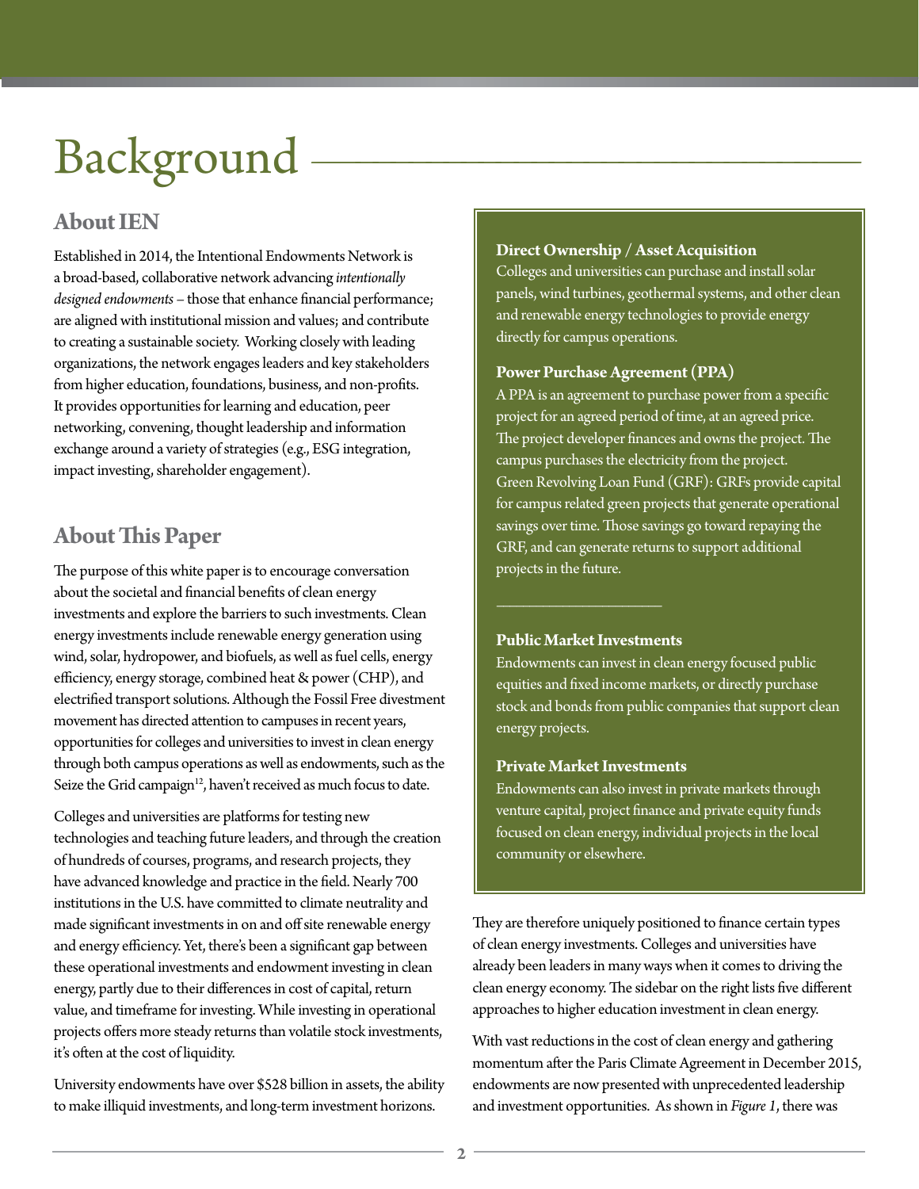# Background

## About IEN

Established in 2014, the Intentional Endowments Network is a broad-based, collaborative network advancing *intentionally designed endowments* – those that enhance financial performance; are aligned with institutional mission and values; and contribute to creating a sustainable society. Working closely with leading organizations, the network engages leaders and key stakeholders from higher education, foundations, business, and non-profits. It provides opportunities for learning and education, peer networking, convening, thought leadership and information exchange around a variety of strategies (e.g., ESG integration, impact investing, shareholder engagement).

## About This Paper

The purpose of this white paper is to encourage conversation about the societal and financial benefits of clean energy investments and explore the barriers to such investments. Clean energy investments include renewable energy generation using wind, solar, hydropower, and biofuels, as well as fuel cells, energy efficiency, energy storage, combined heat & power (CHP), and electrified transport solutions. Although the Fossil Free divestment movement has directed attention to campuses in recent years, opportunities for colleges and universities to invest in clean energy through both campus operations as well as endowments, such as the Seize the Grid campaign[12], haven't received as much focus to date.

Colleges and universities are platforms for testing new technologies and teaching future leaders, and through the creation of hundreds of courses, programs, and research projects, they have advanced knowledge and practice in the field. Nearly 700 institutions in the U.S. have committed to climate neutrality and made significant investments in on and off site renewable energy and energy efficiency. Yet, there's been a significant gap between these operational investments and endowment investing in clean energy, partly due to their differences in cost of capital, return value, and timeframe for investing. While investing in operational projects offers more steady returns than volatile stock investments, it's often at the cost of liquidity.

University endowments have over $528 billion in assets, the ability to make illiquid investments, and long-term investment horizons. They are therefore uniquely positioned to finance certain types of clean energy investments. Colleges and universities have already been leaders in many ways when it comes to driving the clean energy economy. The sidebar on the right lists five different approaches to higher education investment in clean energy.

With vast reductions in the cost of clean energy and gathering momentum after the Paris Climate Agreement in December 2015, endowments are now presented with unprecedented leadership and investment opportunities. As shown in *Figure 1*, there was

**Direct Ownership / Asset Acquisition**
Colleges and universities can purchase and install solar panels, wind turbines, geothermal systems, and other clean and renewable energy technologies to provide energy directly for campus operations.

**Power Purchase Agreement (PPA)**
A PPA is an agreement to purchase power from a specific project for an agreed period of time, at an agreed price. The project developer finances and owns the project. The campus purchases the electricity from the project.
Green Revolving Loan Fund (GRF): GRFs provide capital for campus related green projects that generate operational savings over time. Those savings go toward repaying the GRF, and can generate returns to support additional projects in the future.

---

**Public Market Investments**
Endowments can invest in clean energy focused public equities and fixed income markets, or directly purchase stock and bonds from public companies that support clean energy projects.

**Private Market Investments**
Endowments can also invest in private markets through venture capital, project finance and private equity funds focused on clean energy, individual projects in the local community or elsewhere.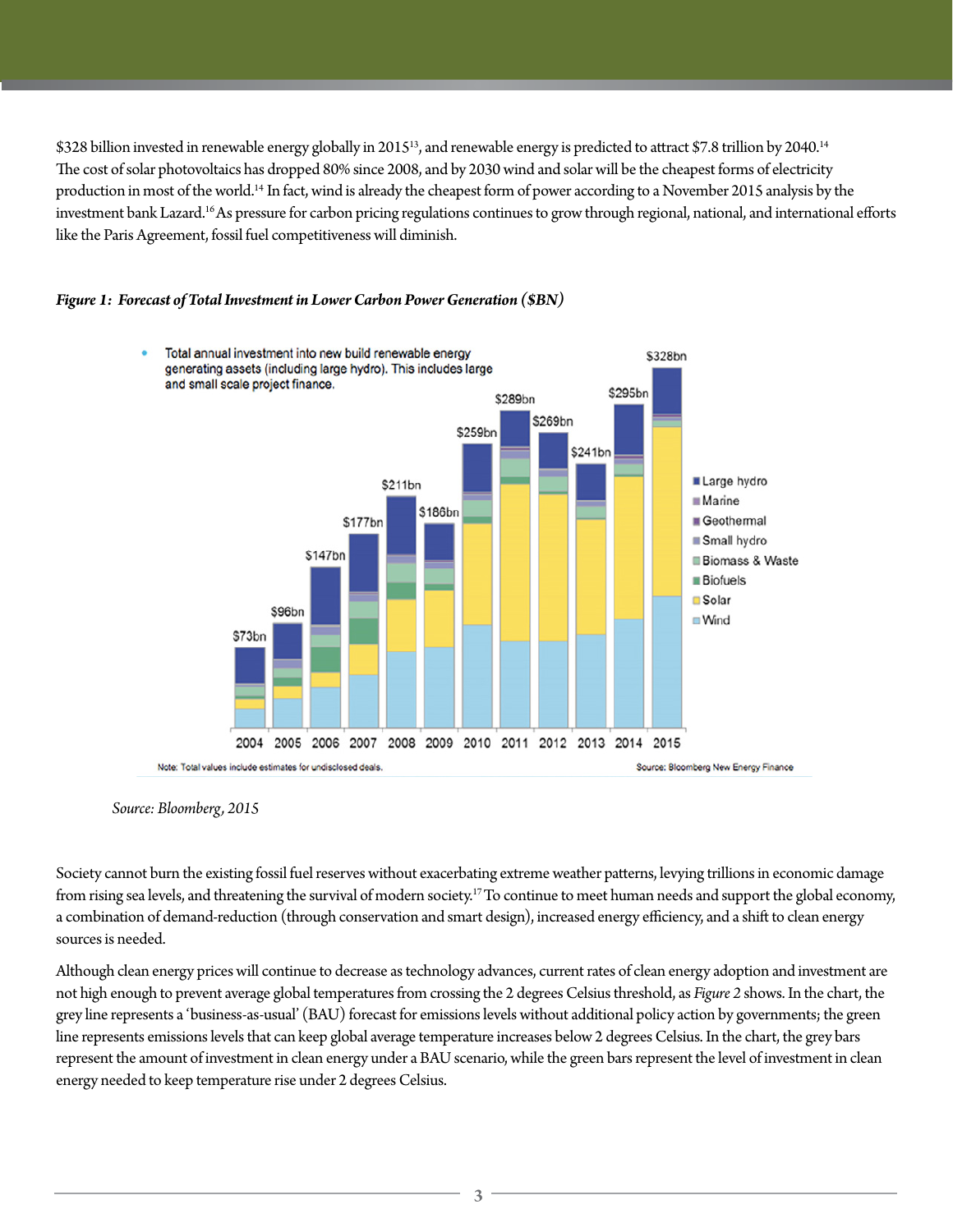$328 billion invested in renewable energy globally in 2015[13], and renewable energy is predicted to attract $7.8 trillion by 2040.[14] The cost of solar photovoltaics has dropped 80% since 2008, and by 2030 wind and solar will be the cheapest forms of electricity production in most of the world.[14] In fact, wind is already the cheapest form of power according to a November 2015 analysis by the investment bank Lazard.[16] As pressure for carbon pricing regulations continues to grow through regional, national, and international efforts like the Paris Agreement, fossil fuel competitiveness will diminish.

***Figure 1: Forecast of Total Investment in Lower Carbon Power Generation ($BN)***

*Source: Bloomberg, 2015*

Society cannot burn the existing fossil fuel reserves without exacerbating extreme weather patterns, levying trillions in economic damage from rising sea levels, and threatening the survival of modern society.[17] To continue to meet human needs and support the global economy, a combination of demand-reduction (through conservation and smart design), increased energy efficiency, and a shift to clean energy sources is needed.

Although clean energy prices will continue to decrease as technology advances, current rates of clean energy adoption and investment are not high enough to prevent average global temperatures from crossing the 2 degrees Celsius threshold, as *Figure 2* shows. In the chart, the grey line represents a 'business-as-usual' (BAU) forecast for emissions levels without additional policy action by governments; the green line represents emissions levels that can keep global average temperature increases below 2 degrees Celsius. In the chart, the grey bars represent the amount of investment in clean energy under a BAU scenario, while the green bars represent the level of investment in clean energy needed to keep temperature rise under 2 degrees Celsius.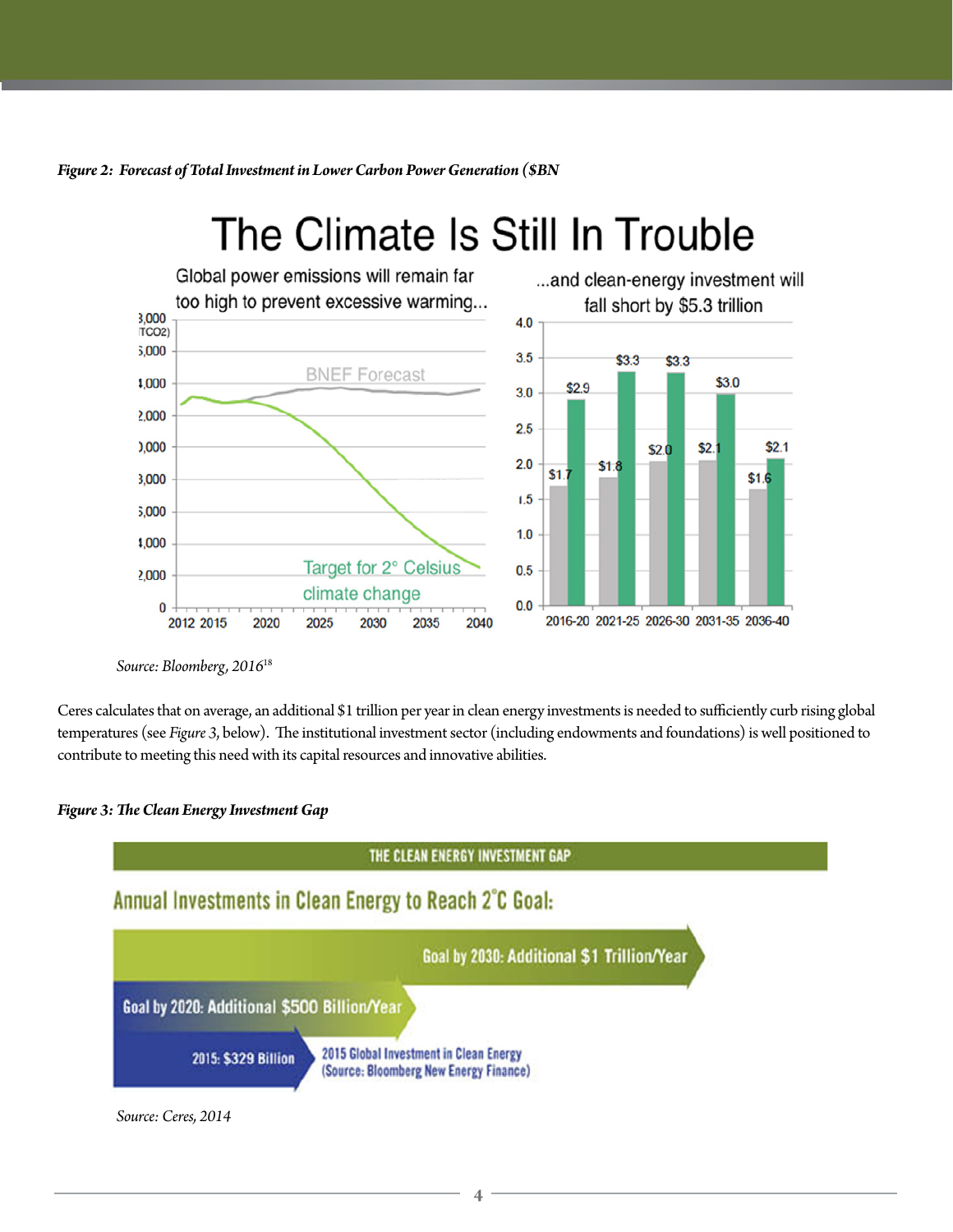*Figure 2: Forecast of Total Investment in Lower Carbon Power Generation ($BN*

# The Climate Is Still In Trouble

Global power emissions will remain far too high to prevent excessive warming...

...and clean-energy investment will fall short by $5.3 trillion

*Source: Bloomberg, 2016*[18]

Ceres calculates that on average, an additional $1 trillion per year in clean energy investments is needed to sufficiently curb rising global temperatures (see *Figure 3*, below). The institutional investment sector (including endowments and foundations) is well positioned to contribute to meeting this need with its capital resources and innovative abilities.

*Figure 3: The Clean Energy Investment Gap*

THE CLEAN ENERGY INVESTMENT GAP

Annual Investments in Clean Energy to Reach 2°C Goal:

Goal by 2030: Additional $1 Trillion/Year

Goal by 2020: Additional $500 Billion/Year

2015: $329 Billion — 2015 Global Investment in Clean Energy (Source: Bloomberg New Energy Finance)

*Source: Ceres, 2014*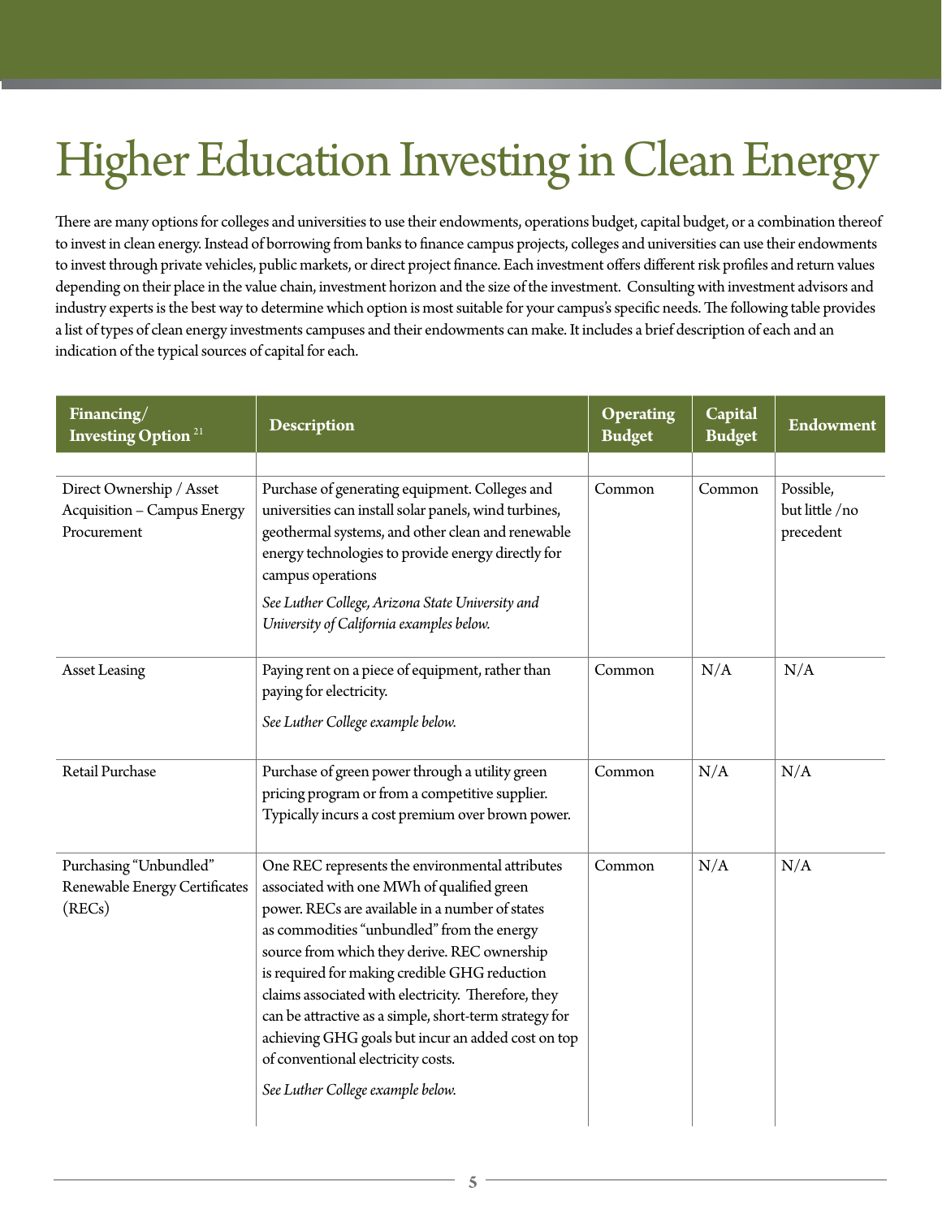# Higher Education Investing in Clean Energy

There are many options for colleges and universities to use their endowments, operations budget, capital budget, or a combination thereof to invest in clean energy. Instead of borrowing from banks to finance campus projects, colleges and universities can use their endowments to invest through private vehicles, public markets, or direct project finance. Each investment offers different risk profiles and return values depending on their place in the value chain, investment horizon and the size of the investment. Consulting with investment advisors and industry experts is the best way to determine which option is most suitable for your campus's specific needs. The following table provides a list of types of clean energy investments campuses and their endowments can make. It includes a brief description of each and an indication of the typical sources of capital for each.

| Financing/ Investing Option [21] | Description | Operating Budget | Capital Budget | Endowment |
|---|---|---|---|---|
| Direct Ownership / Asset Acquisition – Campus Energy Procurement | Purchase of generating equipment. Colleges and universities can install solar panels, wind turbines, geothermal systems, and other clean and renewable energy technologies to provide energy directly for campus operations<br>*See Luther College, Arizona State University and University of California examples below.* | Common | Common | Possible, but little /no precedent |
| Asset Leasing | Paying rent on a piece of equipment, rather than paying for electricity.<br>*See Luther College example below.* | Common | N/A | N/A |
| Retail Purchase | Purchase of green power through a utility green pricing program or from a competitive supplier. Typically incurs a cost premium over brown power. | Common | N/A | N/A |
| Purchasing "Unbundled" Renewable Energy Certificates (RECs) | One REC represents the environmental attributes associated with one MWh of qualified green power. RECs are available in a number of states as commodities "unbundled" from the energy source from which they derive. REC ownership is required for making credible GHG reduction claims associated with electricity. Therefore, they can be attractive as a simple, short-term strategy for achieving GHG goals but incur an added cost on top of conventional electricity costs.<br>*See Luther College example below.* | Common | N/A | N/A |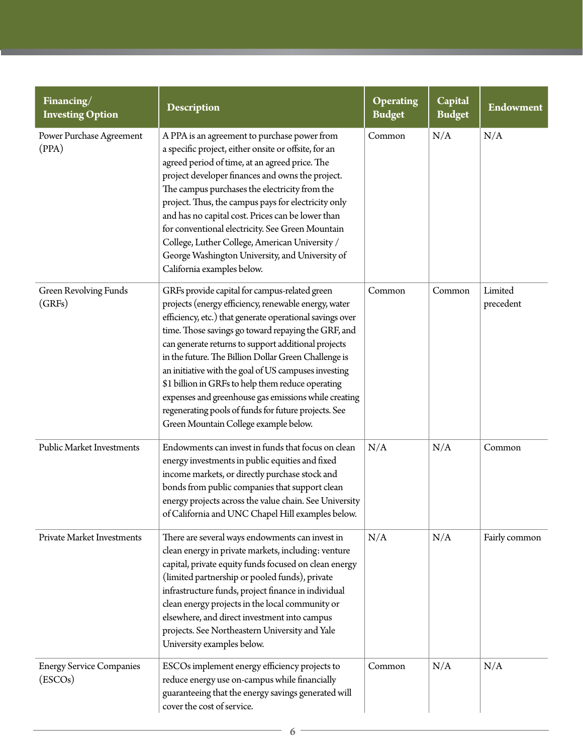| Financing/ Investing Option | Description | Operating Budget | Capital Budget | Endowment |
|---|---|---|---|---|
| Power Purchase Agreement (PPA) | A PPA is an agreement to purchase power from a specific project, either onsite or offsite, for an agreed period of time, at an agreed price. The project developer finances and owns the project. The campus purchases the electricity from the project. Thus, the campus pays for electricity only and has no capital cost. Prices can be lower than for conventional electricity. See Green Mountain College, Luther College, American University / George Washington University, and University of California examples below. | Common | N/A | N/A |
| Green Revolving Funds (GRFs) | GRFs provide capital for campus-related green projects (energy efficiency, renewable energy, water efficiency, etc.) that generate operational savings over time. Those savings go toward repaying the GRF, and can generate returns to support additional projects in the future. The Billion Dollar Green Challenge is an initiative with the goal of US campuses investing $1 billion in GRFs to help them reduce operating expenses and greenhouse gas emissions while creating regenerating pools of funds for future projects. See Green Mountain College example below. | Common | Common | Limited precedent |
| Public Market Investments | Endowments can invest in funds that focus on clean energy investments in public equities and fixed income markets, or directly purchase stock and bonds from public companies that support clean energy projects across the value chain. See University of California and UNC Chapel Hill examples below. | N/A | N/A | Common |
| Private Market Investments | There are several ways endowments can invest in clean energy in private markets, including: venture capital, private equity funds focused on clean energy (limited partnership or pooled funds), private infrastructure funds, project finance in individual clean energy projects in the local community or elsewhere, and direct investment into campus projects. See Northeastern University and Yale University examples below. | N/A | N/A | Fairly common |
| Energy Service Companies (ESCOs) | ESCOs implement energy efficiency projects to reduce energy use on-campus while financially guaranteeing that the energy savings generated will cover the cost of service. | Common | N/A | N/A |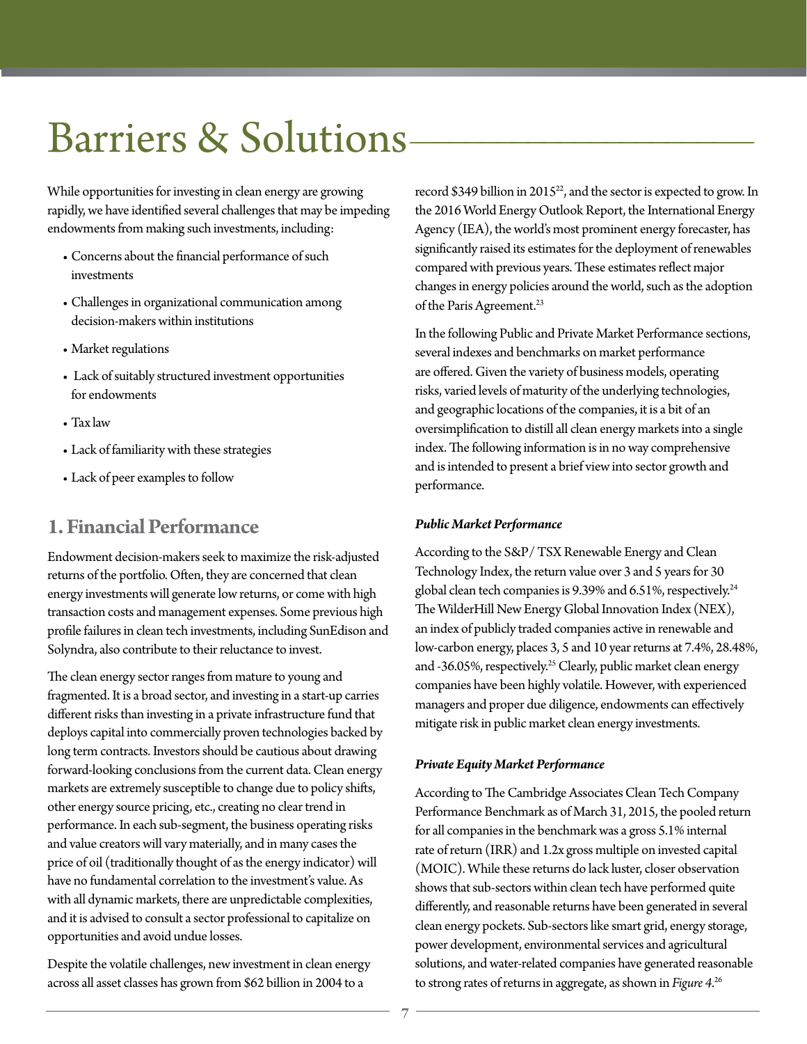# Barriers & Solutions

While opportunities for investing in clean energy are growing rapidly, we have identified several challenges that may be impeding endowments from making such investments, including:

- Concerns about the financial performance of such investments
- Challenges in organizational communication among decision-makers within institutions
- Market regulations
- Lack of suitably structured investment opportunities for endowments
- Tax law
- Lack of familiarity with these strategies
- Lack of peer examples to follow

## 1. Financial Performance

Endowment decision-makers seek to maximize the risk-adjusted returns of the portfolio. Often, they are concerned that clean energy investments will generate low returns, or come with high transaction costs and management expenses. Some previous high profile failures in clean tech investments, including SunEdison and Solyndra, also contribute to their reluctance to invest.

The clean energy sector ranges from mature to young and fragmented. It is a broad sector, and investing in a start-up carries different risks than investing in a private infrastructure fund that deploys capital into commercially proven technologies backed by long term contracts. Investors should be cautious about drawing forward-looking conclusions from the current data. Clean energy markets are extremely susceptible to change due to policy shifts, other energy source pricing, etc., creating no clear trend in performance. In each sub-segment, the business operating risks and value creators will vary materially, and in many cases the price of oil (traditionally thought of as the energy indicator) will have no fundamental correlation to the investment's value. As with all dynamic markets, there are unpredictable complexities, and it is advised to consult a sector professional to capitalize on opportunities and avoid undue losses.

Despite the volatile challenges, new investment in clean energy across all asset classes has grown from $62 billion in 2004 to a record $349 billion in 2015[22], and the sector is expected to grow. In the 2016 World Energy Outlook Report, the International Energy Agency (IEA), the world's most prominent energy forecaster, has significantly raised its estimates for the deployment of renewables compared with previous years. These estimates reflect major changes in energy policies around the world, such as the adoption of the Paris Agreement.[23]

In the following Public and Private Market Performance sections, several indexes and benchmarks on market performance are offered. Given the variety of business models, operating risks, varied levels of maturity of the underlying technologies, and geographic locations of the companies, it is a bit of an oversimplification to distill all clean energy markets into a single index. The following information is in no way comprehensive and is intended to present a brief view into sector growth and performance.

***Public Market Performance***

According to the S&P/ TSX Renewable Energy and Clean Technology Index, the return value over 3 and 5 years for 30 global clean tech companies is 9.39% and 6.51%, respectively.[24] The WilderHill New Energy Global Innovation Index (NEX), an index of publicly traded companies active in renewable and low-carbon energy, places 3, 5 and 10 year returns at 7.4%, 28.48%, and -36.05%, respectively.[25] Clearly, public market clean energy companies have been highly volatile. However, with experienced managers and proper due diligence, endowments can effectively mitigate risk in public market clean energy investments.

***Private Equity Market Performance***

According to The Cambridge Associates Clean Tech Company Performance Benchmark as of March 31, 2015, the pooled return for all companies in the benchmark was a gross 5.1% internal rate of return (IRR) and 1.2x gross multiple on invested capital (MOIC). While these returns do lack luster, closer observation shows that sub-sectors within clean tech have performed quite differently, and reasonable returns have been generated in several clean energy pockets. Sub-sectors like smart grid, energy storage, power development, environmental services and agricultural solutions, and water-related companies have generated reasonable to strong rates of returns in aggregate, as shown in *Figure 4*.[26]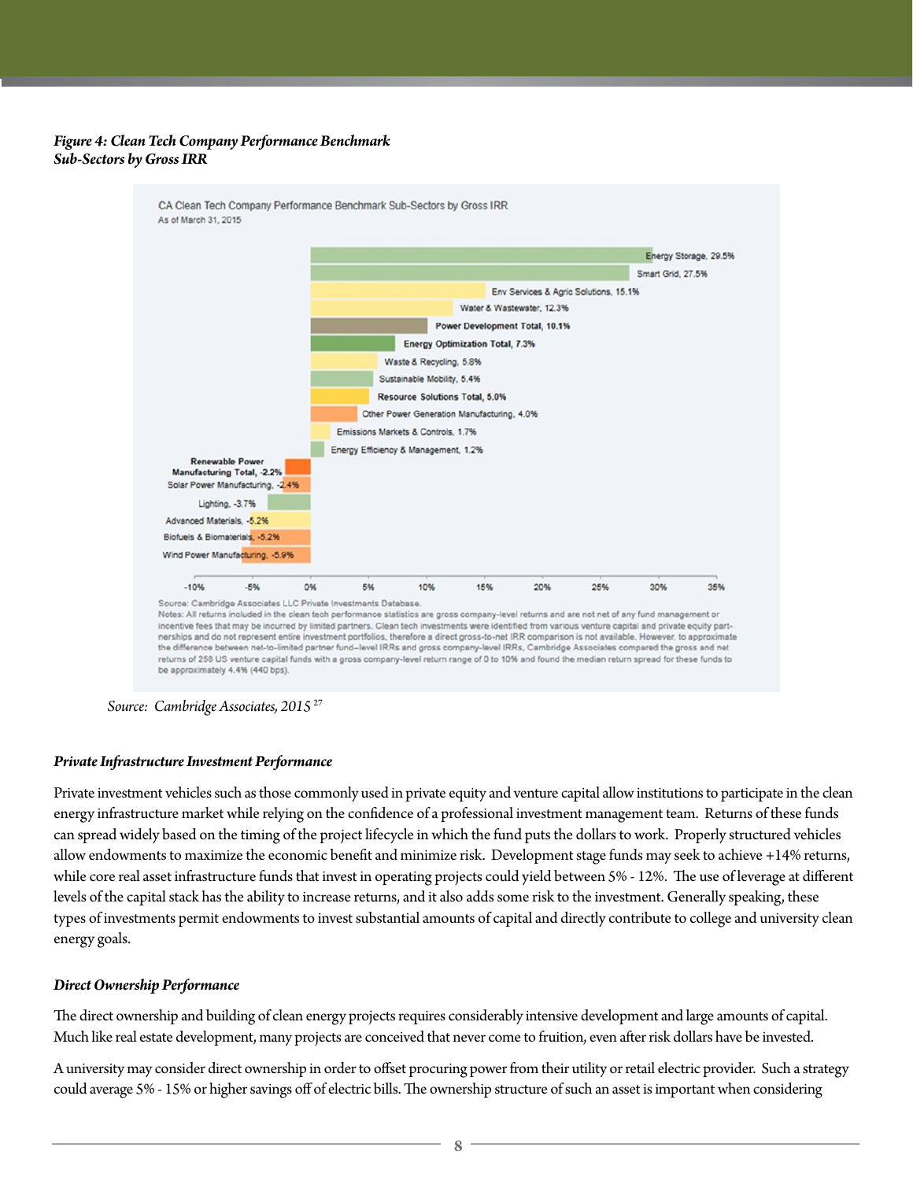*Figure 4: Clean Tech Company Performance Benchmark*
*Sub-Sectors by Gross IRR*

CA Clean Tech Company Performance Benchmark Sub-Sectors by Gross IRR
As of March 31, 2015

| Sub-Sector | Gross IRR |
| --- | --- |
| Energy Storage | 29.5% |
| Smart Grid | 27.5% |
| Env Services & Agric Solutions | 15.1% |
| Water & Wastewater | 12.3% |
| **Power Development Total** | **10.1%** |
| **Energy Optimization Total** | **7.3%** |
| Waste & Recycling | 5.8% |
| Sustainable Mobility | 5.4% |
| **Resource Solutions Total** | **5.0%** |
| Other Power Generation Manufacturing | 4.0% |
| Emissions Markets & Controls | 1.7% |
| Energy Efficiency & Management | 1.2% |
| **Renewable Power Manufacturing Total** | **-2.2%** |
| Solar Power Manufacturing | -2.4% |
| Lighting | -3.7% |
| Advanced Materials | -5.2% |
| Biofuels & Biomaterials | -5.2% |
| Wind Power Manufacturing | -5.9% |

Source: Cambridge Associates LLC Private Investments Database.
Notes: All returns included in the clean tech performance statistics are gross company-level returns and are not net of any fund management or incentive fees that may be incurred by limited partners. Clean tech investments were identified from various venture capital and private equity partnerships and do not represent entire investment portfolios, therefore a direct gross-to-net IRR comparison is not available. However, to approximate the difference between net-to-limited partner fund–level IRRs and gross company-level IRRs, Cambridge Associates compared the gross and net returns of 258 US venture capital funds with a gross company-level return range of 0 to 10% and found the median return spread for these funds to be approximately 4.4% (440 bps).

*Source: Cambridge Associates, 2015* [27]

### *Private Infrastructure Investment Performance*

Private investment vehicles such as those commonly used in private equity and venture capital allow institutions to participate in the clean energy infrastructure market while relying on the confidence of a professional investment management team. Returns of these funds can spread widely based on the timing of the project lifecycle in which the fund puts the dollars to work. Properly structured vehicles allow endowments to maximize the economic benefit and minimize risk. Development stage funds may seek to achieve +14% returns, while core real asset infrastructure funds that invest in operating projects could yield between 5% - 12%. The use of leverage at different levels of the capital stack has the ability to increase returns, and it also adds some risk to the investment. Generally speaking, these types of investments permit endowments to invest substantial amounts of capital and directly contribute to college and university clean energy goals.

### *Direct Ownership Performance*

The direct ownership and building of clean energy projects requires considerably intensive development and large amounts of capital. Much like real estate development, many projects are conceived that never come to fruition, even after risk dollars have be invested.

A university may consider direct ownership in order to offset procuring power from their utility or retail electric provider. Such a strategy could average 5% - 15% or higher savings off of electric bills. The ownership structure of such an asset is important when considering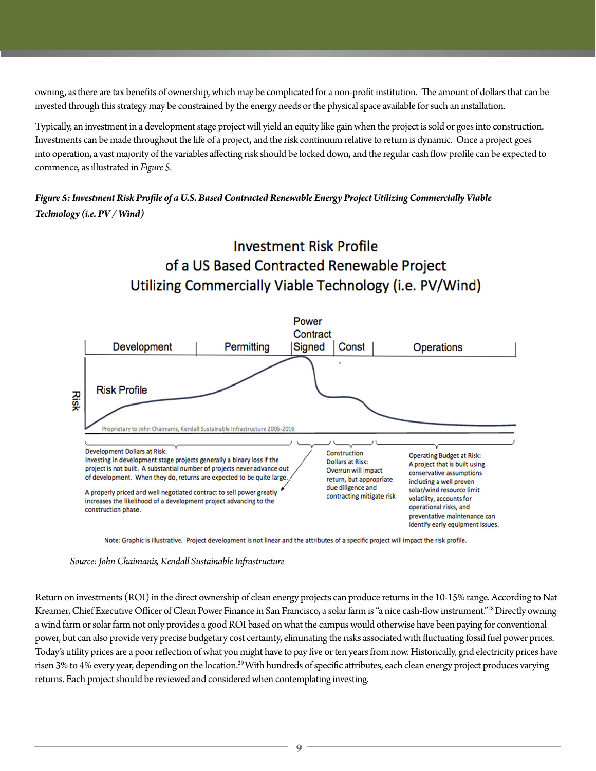owning, as there are tax benefits of ownership, which may be complicated for a non-profit institution. The amount of dollars that can be invested through this strategy may be constrained by the energy needs or the physical space available for such an installation.

Typically, an investment in a development stage project will yield an equity like gain when the project is sold or goes into construction. Investments can be made throughout the life of a project, and the risk continuum relative to return is dynamic. Once a project goes into operation, a vast majority of the variables affecting risk should be locked down, and the regular cash flow profile can be expected to commence, as illustrated in *Figure 5*.

***Figure 5: Investment Risk Profile of a U.S. Based Contracted Renewable Energy Project Utilizing Commercially Viable Technology (i.e. PV / Wind)***

Investment Risk Profile of a US Based Contracted Renewable Project Utilizing Commercially Viable Technology (i.e. PV/Wind)

Development | Permitting | Power Contract Signed | Const | Operations

Risk

Risk Profile

Proprietary to John Chaimanis, Kendall Sustainable Infrastructure 2005-2016

Development Dollars at Risk:
Investing in development stage projects generally a binary loss if the project is not built. A substantial number of projects never advance out of development. When they do, returns are expected to be quite large.

A properly priced and well negotiated contract to sell power greatly increases the likelihood of a development project advancing to the construction phase.

Construction Dollars at Risk:
Overrun will impact return, but appropriate due diligence and contracting mitigate risk

Operating Budget at Risk:
A project that is built using conservative assumptions including a well proven solar/wind resource limit volatility, accounts for operational risks, and preventative maintenance can identify early equipment issues.

Note: Graphic is illustrative. Project development is not linear and the attributes of a specific project will impact the risk profile.

*Source: John Chaimanis, Kendall Sustainable Infrastructure*

Return on investments (ROI) in the direct ownership of clean energy projects can produce returns in the 10-15% range. According to Nat Kreamer, Chief Executive Officer of Clean Power Finance in San Francisco, a solar farm is "a nice cash-flow instrument."[28] Directly owning a wind farm or solar farm not only provides a good ROI based on what the campus would otherwise have been paying for conventional power, but can also provide very precise budgetary cost certainty, eliminating the risks associated with fluctuating fossil fuel power prices. Today's utility prices are a poor reflection of what you might have to pay five or ten years from now. Historically, grid electricity prices have risen 3% to 4% every year, depending on the location.[29] With hundreds of specific attributes, each clean energy project produces varying returns. Each project should be reviewed and considered when contemplating investing.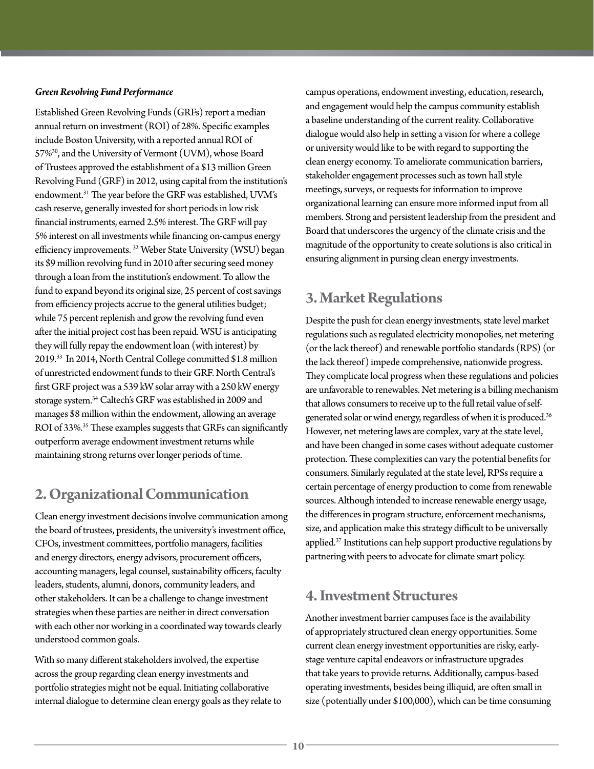*Green Revolving Fund Performance*

Established Green Revolving Funds (GRFs) report a median annual return on investment (ROI) of 28%. Specific examples include Boston University, with a reported annual ROI of 57%[30], and the University of Vermont (UVM), whose Board of Trustees approved the establishment of a $13 million Green Revolving Fund (GRF) in 2012, using capital from the institution's endowment.[31] The year before the GRF was established, UVM's cash reserve, generally invested for short periods in low risk financial instruments, earned 2.5% interest. The GRF will pay 5% interest on all investments while financing on-campus energy efficiency improvements. [32] Weber State University (WSU) began its $9 million revolving fund in 2010 after securing seed money through a loan from the institution's endowment. To allow the fund to expand beyond its original size, 25 percent of cost savings from efficiency projects accrue to the general utilities budget; while 75 percent replenish and grow the revolving fund even after the initial project cost has been repaid. WSU is anticipating they will fully repay the endowment loan (with interest) by 2019.[33] In 2014, North Central College committed $1.8 million of unrestricted endowment funds to their GRF. North Central's first GRF project was a 539 kW solar array with a 250 kW energy storage system.[34] Caltech's GRF was established in 2009 and manages $8 million within the endowment, allowing an average ROI of 33%.[35] These examples suggests that GRFs can significantly outperform average endowment investment returns while maintaining strong returns over longer periods of time.

## 2. Organizational Communication

Clean energy investment decisions involve communication among the board of trustees, presidents, the university's investment office, CFOs, investment committees, portfolio managers, facilities and energy directors, energy advisors, procurement officers, accounting managers, legal counsel, sustainability officers, faculty leaders, students, alumni, donors, community leaders, and other stakeholders. It can be a challenge to change investment strategies when these parties are neither in direct conversation with each other nor working in a coordinated way towards clearly understood common goals.

With so many different stakeholders involved, the expertise across the group regarding clean energy investments and portfolio strategies might not be equal. Initiating collaborative internal dialogue to determine clean energy goals as they relate to campus operations, endowment investing, education, research, and engagement would help the campus community establish a baseline understanding of the current reality. Collaborative dialogue would also help in setting a vision for where a college or university would like to be with regard to supporting the clean energy economy. To ameliorate communication barriers, stakeholder engagement processes such as town hall style meetings, surveys, or requests for information to improve organizational learning can ensure more informed input from all members. Strong and persistent leadership from the president and Board that underscores the urgency of the climate crisis and the magnitude of the opportunity to create solutions is also critical in ensuring alignment in pursing clean energy investments.

## 3. Market Regulations

Despite the push for clean energy investments, state level market regulations such as regulated electricity monopolies, net metering (or the lack thereof) and renewable portfolio standards (RPS) (or the lack thereof) impede comprehensive, nationwide progress. They complicate local progress when these regulations and policies are unfavorable to renewables. Net metering is a billing mechanism that allows consumers to receive up to the full retail value of self-generated solar or wind energy, regardless of when it is produced.[36] However, net metering laws are complex, vary at the state level, and have been changed in some cases without adequate customer protection. These complexities can vary the potential benefits for consumers. Similarly regulated at the state level, RPSs require a certain percentage of energy production to come from renewable sources. Although intended to increase renewable energy usage, the differences in program structure, enforcement mechanisms, size, and application make this strategy difficult to be universally applied.[37] Institutions can help support productive regulations by partnering with peers to advocate for climate smart policy.

## 4. Investment Structures

Another investment barrier campuses face is the availability of appropriately structured clean energy opportunities. Some current clean energy investment opportunities are risky, early-stage venture capital endeavors or infrastructure upgrades that take years to provide returns. Additionally, campus-based operating investments, besides being illiquid, are often small in size (potentially under $100,000), which can be time consuming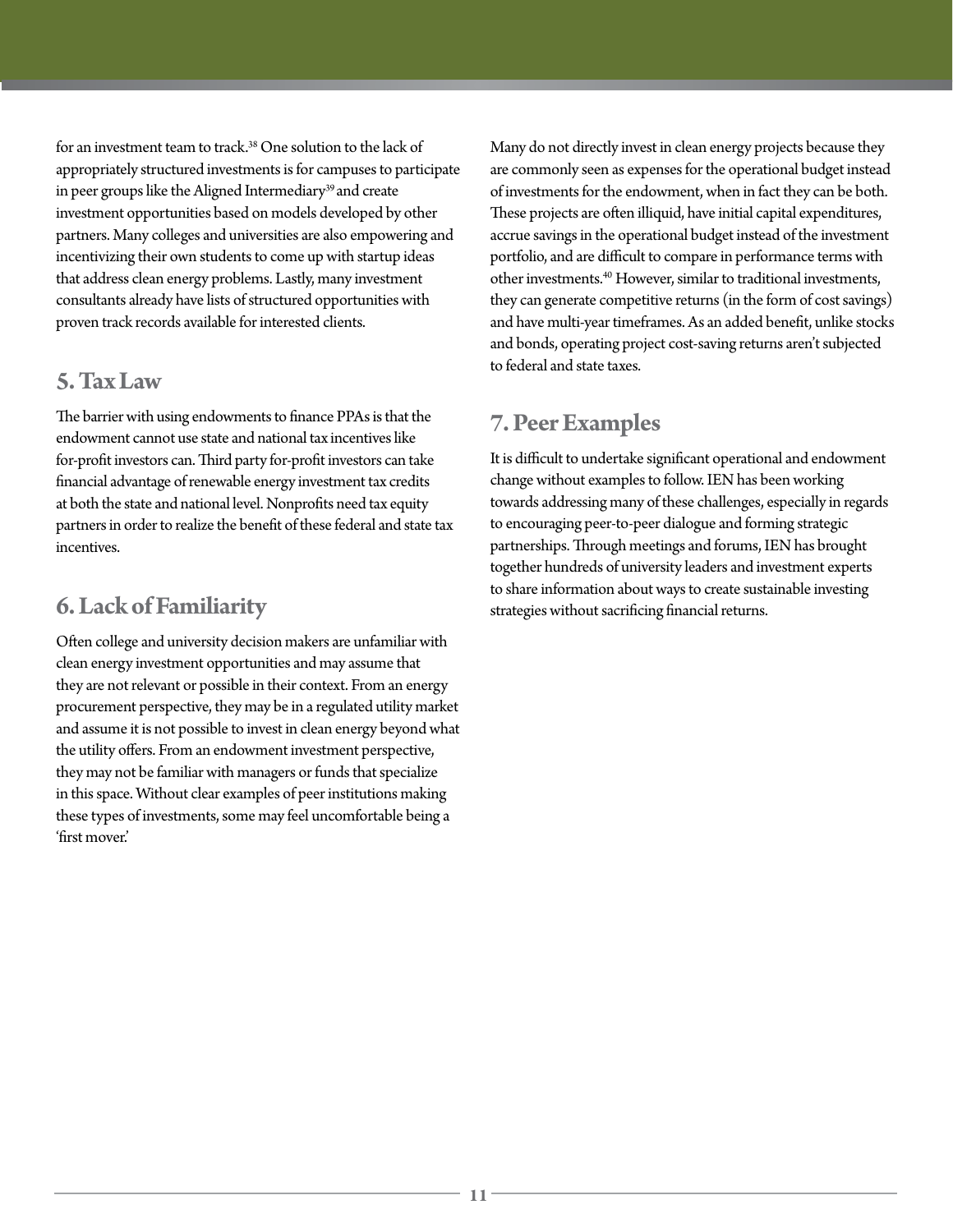for an investment team to track.[38] One solution to the lack of appropriately structured investments is for campuses to participate in peer groups like the Aligned Intermediary[39] and create investment opportunities based on models developed by other partners. Many colleges and universities are also empowering and incentivizing their own students to come up with startup ideas that address clean energy problems. Lastly, many investment consultants already have lists of structured opportunities with proven track records available for interested clients.

## 5. Tax Law

The barrier with using endowments to finance PPAs is that the endowment cannot use state and national tax incentives like for-profit investors can. Third party for-profit investors can take financial advantage of renewable energy investment tax credits at both the state and national level. Nonprofits need tax equity partners in order to realize the benefit of these federal and state tax incentives.

## 6. Lack of Familiarity

Often college and university decision makers are unfamiliar with clean energy investment opportunities and may assume that they are not relevant or possible in their context. From an energy procurement perspective, they may be in a regulated utility market and assume it is not possible to invest in clean energy beyond what the utility offers. From an endowment investment perspective, they may not be familiar with managers or funds that specialize in this space. Without clear examples of peer institutions making these types of investments, some may feel uncomfortable being a 'first mover.'

Many do not directly invest in clean energy projects because they are commonly seen as expenses for the operational budget instead of investments for the endowment, when in fact they can be both. These projects are often illiquid, have initial capital expenditures, accrue savings in the operational budget instead of the investment portfolio, and are difficult to compare in performance terms with other investments.[40] However, similar to traditional investments, they can generate competitive returns (in the form of cost savings) and have multi-year timeframes. As an added benefit, unlike stocks and bonds, operating project cost-saving returns aren't subjected to federal and state taxes.

## 7. Peer Examples

It is difficult to undertake significant operational and endowment change without examples to follow. IEN has been working towards addressing many of these challenges, especially in regards to encouraging peer-to-peer dialogue and forming strategic partnerships. Through meetings and forums, IEN has brought together hundreds of university leaders and investment experts to share information about ways to create sustainable investing strategies without sacrificing financial returns.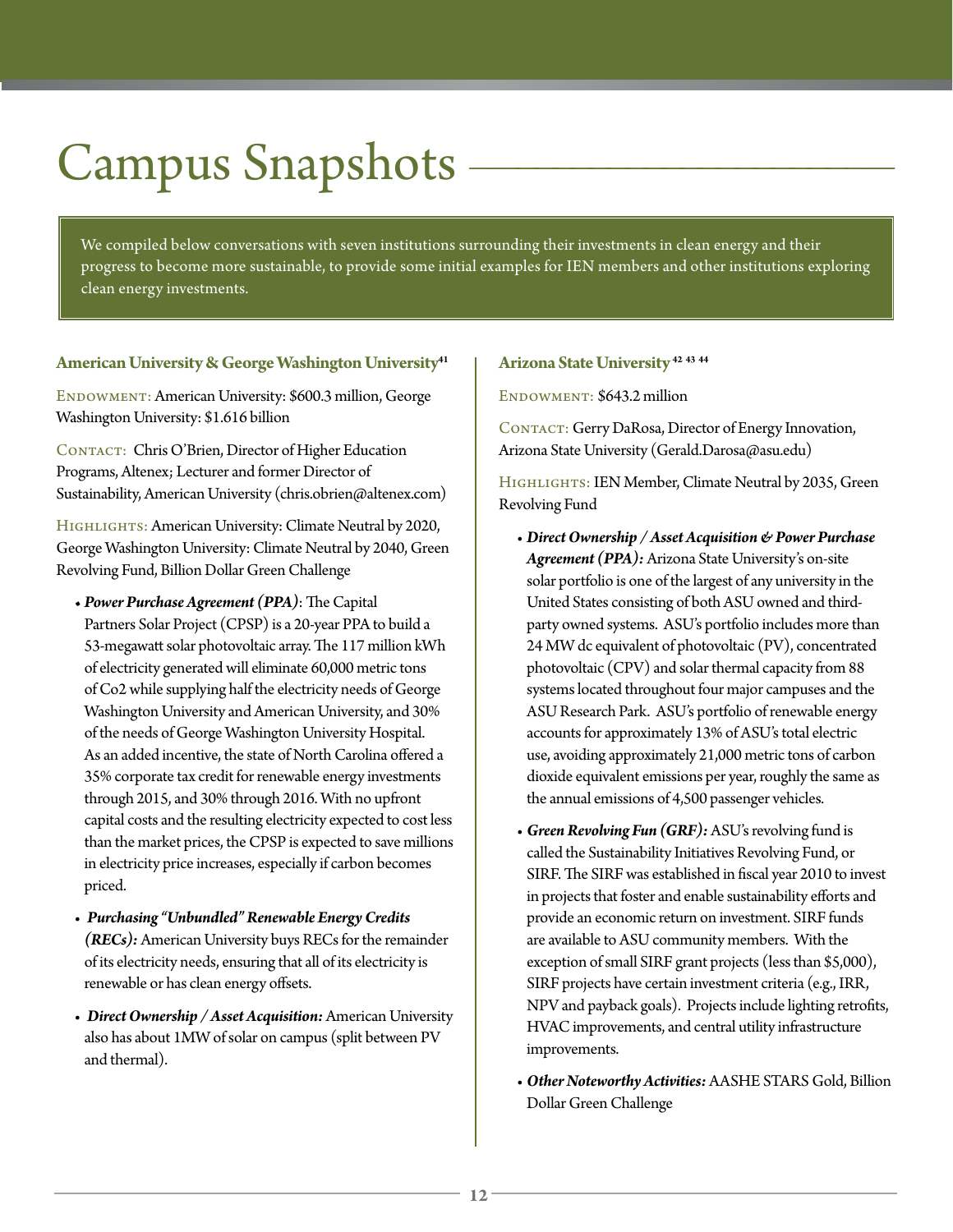# Campus Snapshots

We compiled below conversations with seven institutions surrounding their investments in clean energy and their progress to become more sustainable, to provide some initial examples for IEN members and other institutions exploring clean energy investments.

### American University & George Washington University[41]

Endowment: American University: $600.3 million, George Washington University: $1.616 billion

Contact: Chris O'Brien, Director of Higher Education Programs, Altenex; Lecturer and former Director of Sustainability, American University (chris.obrien@altenex.com)

Highlights: American University: Climate Neutral by 2020, George Washington University: Climate Neutral by 2040, Green Revolving Fund, Billion Dollar Green Challenge

- ***Power Purchase Agreement (PPA)***: The Capital Partners Solar Project (CPSP) is a 20-year PPA to build a 53-megawatt solar photovoltaic array. The 117 million kWh of electricity generated will eliminate 60,000 metric tons of Co2 while supplying half the electricity needs of George Washington University and American University, and 30% of the needs of George Washington University Hospital. As an added incentive, the state of North Carolina offered a 35% corporate tax credit for renewable energy investments through 2015, and 30% through 2016. With no upfront capital costs and the resulting electricity expected to cost less than the market prices, the CPSP is expected to save millions in electricity price increases, especially if carbon becomes priced.
- ***Purchasing "Unbundled" Renewable Energy Credits (RECs):*** American University buys RECs for the remainder of its electricity needs, ensuring that all of its electricity is renewable or has clean energy offsets.
- ***Direct Ownership / Asset Acquisition:*** American University also has about 1MW of solar on campus (split between PV and thermal).

### Arizona State University [42] [43] [44]

Endowment: $643.2 million

Contact: Gerry DaRosa, Director of Energy Innovation, Arizona State University (Gerald.Darosa@asu.edu)

Highlights: IEN Member, Climate Neutral by 2035, Green Revolving Fund

- ***Direct Ownership / Asset Acquisition & Power Purchase Agreement (PPA):*** Arizona State University's on-site solar portfolio is one of the largest of any university in the United States consisting of both ASU owned and third-party owned systems. ASU's portfolio includes more than 24 MW dc equivalent of photovoltaic (PV), concentrated photovoltaic (CPV) and solar thermal capacity from 88 systems located throughout four major campuses and the ASU Research Park. ASU's portfolio of renewable energy accounts for approximately 13% of ASU's total electric use, avoiding approximately 21,000 metric tons of carbon dioxide equivalent emissions per year, roughly the same as the annual emissions of 4,500 passenger vehicles.
- ***Green Revolving Fun (GRF):*** ASU's revolving fund is called the Sustainability Initiatives Revolving Fund, or SIRF. The SIRF was established in fiscal year 2010 to invest in projects that foster and enable sustainability efforts and provide an economic return on investment. SIRF funds are available to ASU community members. With the exception of small SIRF grant projects (less than $5,000), SIRF projects have certain investment criteria (e.g., IRR, NPV and payback goals). Projects include lighting retrofits, HVAC improvements, and central utility infrastructure improvements.
- ***Other Noteworthy Activities:*** AASHE STARS Gold, Billion Dollar Green Challenge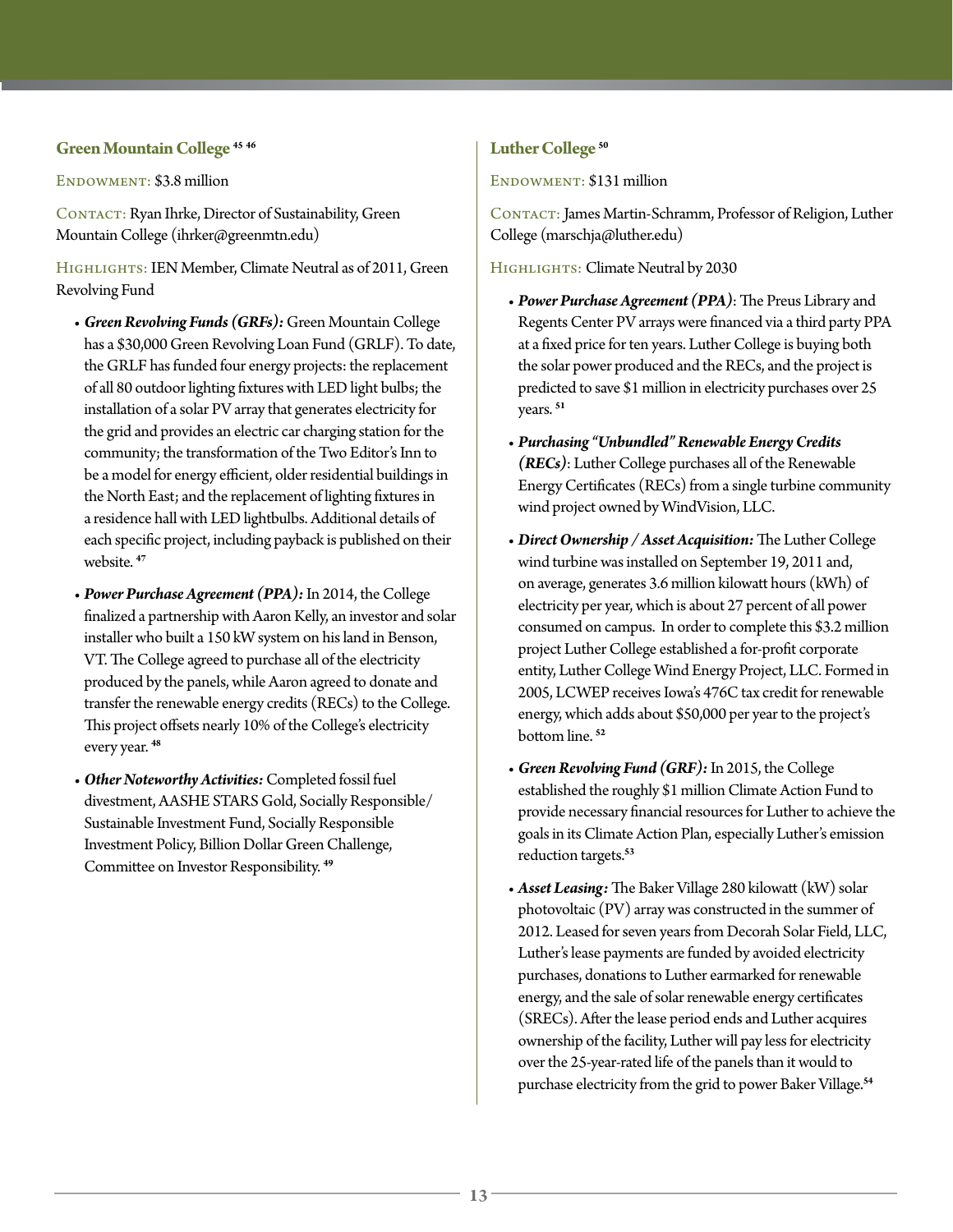### Green Mountain College [45] [46]

Endowment: $3.8 million

Contact: Ryan Ihrke, Director of Sustainability, Green Mountain College (ihrker@greenmtn.edu)

Highlights: IEN Member, Climate Neutral as of 2011, Green Revolving Fund

- ***Green Revolving Funds (GRFs):*** Green Mountain College has a $30,000 Green Revolving Loan Fund (GRLF). To date, the GRLF has funded four energy projects: the replacement of all 80 outdoor lighting fixtures with LED light bulbs; the installation of a solar PV array that generates electricity for the grid and provides an electric car charging station for the community; the transformation of the Two Editor's Inn to be a model for energy efficient, older residential buildings in the North East; and the replacement of lighting fixtures in a residence hall with LED lightbulbs. Additional details of each specific project, including payback is published on their website. [47]
- ***Power Purchase Agreement (PPA):*** In 2014, the College finalized a partnership with Aaron Kelly, an investor and solar installer who built a 150 kW system on his land in Benson, VT. The College agreed to purchase all of the electricity produced by the panels, while Aaron agreed to donate and transfer the renewable energy credits (RECs) to the College. This project offsets nearly 10% of the College's electricity every year. [48]
- ***Other Noteworthy Activities:*** Completed fossil fuel divestment, AASHE STARS Gold, Socially Responsible/ Sustainable Investment Fund, Socially Responsible Investment Policy, Billion Dollar Green Challenge, Committee on Investor Responsibility. [49]

### Luther College [50]

Endowment: $131 million

Contact: James Martin-Schramm, Professor of Religion, Luther College (marschja@luther.edu)

Highlights: Climate Neutral by 2030

- ***Power Purchase Agreement (PPA)***: The Preus Library and Regents Center PV arrays were financed via a third party PPA at a fixed price for ten years. Luther College is buying both the solar power produced and the RECs, and the project is predicted to save $1 million in electricity purchases over 25 years. [51]
- ***Purchasing "Unbundled" Renewable Energy Credits (RECs)***: Luther College purchases all of the Renewable Energy Certificates (RECs) from a single turbine community wind project owned by WindVision, LLC.
- ***Direct Ownership / Asset Acquisition:*** The Luther College wind turbine was installed on September 19, 2011 and, on average, generates 3.6 million kilowatt hours (kWh) of electricity per year, which is about 27 percent of all power consumed on campus. In order to complete this $3.2 million project Luther College established a for-profit corporate entity, Luther College Wind Energy Project, LLC. Formed in 2005, LCWEP receives Iowa's 476C tax credit for renewable energy, which adds about $50,000 per year to the project's bottom line. [52]
- ***Green Revolving Fund (GRF):*** In 2015, the College established the roughly $1 million Climate Action Fund to provide necessary financial resources for Luther to achieve the goals in its Climate Action Plan, especially Luther's emission reduction targets.[53]
- ***Asset Leasing:*** The Baker Village 280 kilowatt (kW) solar photovoltaic (PV) array was constructed in the summer of 2012. Leased for seven years from Decorah Solar Field, LLC, Luther's lease payments are funded by avoided electricity purchases, donations to Luther earmarked for renewable energy, and the sale of solar renewable energy certificates (SRECs). After the lease period ends and Luther acquires ownership of the facility, Luther will pay less for electricity over the 25-year-rated life of the panels than it would to purchase electricity from the grid to power Baker Village.[54]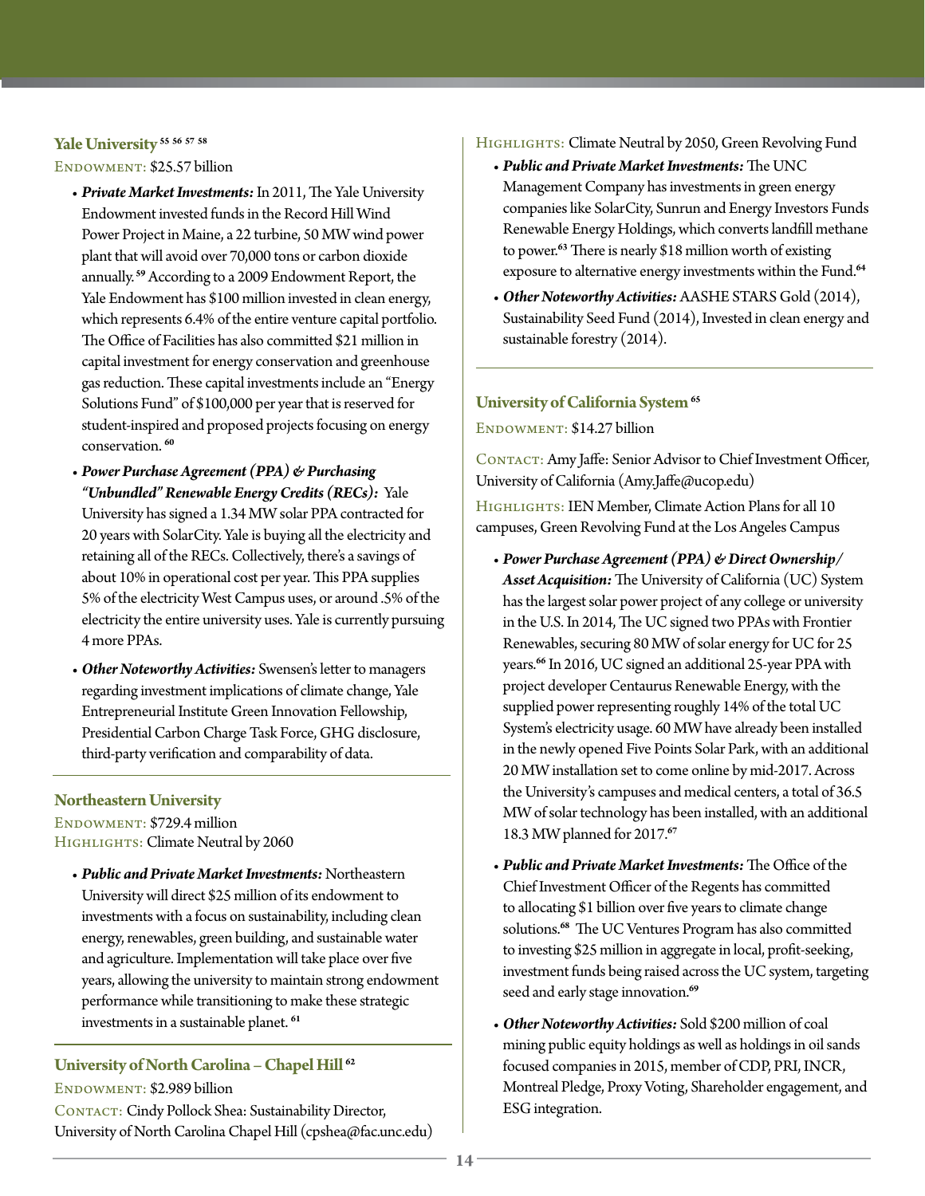### Yale University [55] [56] [57] [58]

ENDOWMENT: $25.57 billion

- ***Private Market Investments:*** In 2011, The Yale University Endowment invested funds in the Record Hill Wind Power Project in Maine, a 22 turbine, 50 MW wind power plant that will avoid over 70,000 tons or carbon dioxide annually. [59] According to a 2009 Endowment Report, the Yale Endowment has $100 million invested in clean energy, which represents 6.4% of the entire venture capital portfolio. The Office of Facilities has also committed $21 million in capital investment for energy conservation and greenhouse gas reduction. These capital investments include an "Energy Solutions Fund" of $100,000 per year that is reserved for student-inspired and proposed projects focusing on energy conservation. [60]
- ***Power Purchase Agreement (PPA) & Purchasing "Unbundled" Renewable Energy Credits (RECs):*** Yale University has signed a 1.34 MW solar PPA contracted for 20 years with SolarCity. Yale is buying all the electricity and retaining all of the RECs. Collectively, there's a savings of about 10% in operational cost per year. This PPA supplies 5% of the electricity West Campus uses, or around .5% of the electricity the entire university uses. Yale is currently pursuing 4 more PPAs.
- ***Other Noteworthy Activities:*** Swensen's letter to managers regarding investment implications of climate change, Yale Entrepreneurial Institute Green Innovation Fellowship, Presidential Carbon Charge Task Force, GHG disclosure, third-party verification and comparability of data.

### Northeastern University

ENDOWMENT: $729.4 million
HIGHLIGHTS: Climate Neutral by 2060

- ***Public and Private Market Investments:*** Northeastern University will direct $25 million of its endowment to investments with a focus on sustainability, including clean energy, renewables, green building, and sustainable water and agriculture. Implementation will take place over five years, allowing the university to maintain strong endowment performance while transitioning to make these strategic investments in a sustainable planet. [61]

### University of North Carolina – Chapel Hill [62]

ENDOWMENT: $2.989 billion

CONTACT: Cindy Pollock Shea: Sustainability Director, University of North Carolina Chapel Hill (cpshea@fac.unc.edu)

HIGHLIGHTS: Climate Neutral by 2050, Green Revolving Fund

- ***Public and Private Market Investments:*** The UNC Management Company has investments in green energy companies like SolarCity, Sunrun and Energy Investors Funds Renewable Energy Holdings, which converts landfill methane to power.[63] There is nearly $18 million worth of existing exposure to alternative energy investments within the Fund.[64]
- ***Other Noteworthy Activities:*** AASHE STARS Gold (2014), Sustainability Seed Fund (2014), Invested in clean energy and sustainable forestry (2014).

### University of California System [65]

ENDOWMENT: $14.27 billion

CONTACT: Amy Jaffe: Senior Advisor to Chief Investment Officer, University of California (Amy.Jaffe@ucop.edu)

HIGHLIGHTS: IEN Member, Climate Action Plans for all 10 campuses, Green Revolving Fund at the Los Angeles Campus

- ***Power Purchase Agreement (PPA) & Direct Ownership/ Asset Acquisition:*** The University of California (UC) System has the largest solar power project of any college or university in the U.S. In 2014, The UC signed two PPAs with Frontier Renewables, securing 80 MW of solar energy for UC for 25 years.[66] In 2016, UC signed an additional 25-year PPA with project developer Centaurus Renewable Energy, with the supplied power representing roughly 14% of the total UC System's electricity usage. 60 MW have already been installed in the newly opened Five Points Solar Park, with an additional 20 MW installation set to come online by mid-2017. Across the University's campuses and medical centers, a total of 36.5 MW of solar technology has been installed, with an additional 18.3 MW planned for 2017.[67]
- ***Public and Private Market Investments:*** The Office of the Chief Investment Officer of the Regents has committed to allocating $1 billion over five years to climate change solutions.[68] The UC Ventures Program has also committed to investing $25 million in aggregate in local, profit-seeking, investment funds being raised across the UC system, targeting seed and early stage innovation.[69]
- ***Other Noteworthy Activities:*** Sold $200 million of coal mining public equity holdings as well as holdings in oil sands focused companies in 2015, member of CDP, PRI, INCR, Montreal Pledge, Proxy Voting, Shareholder engagement, and ESG integration.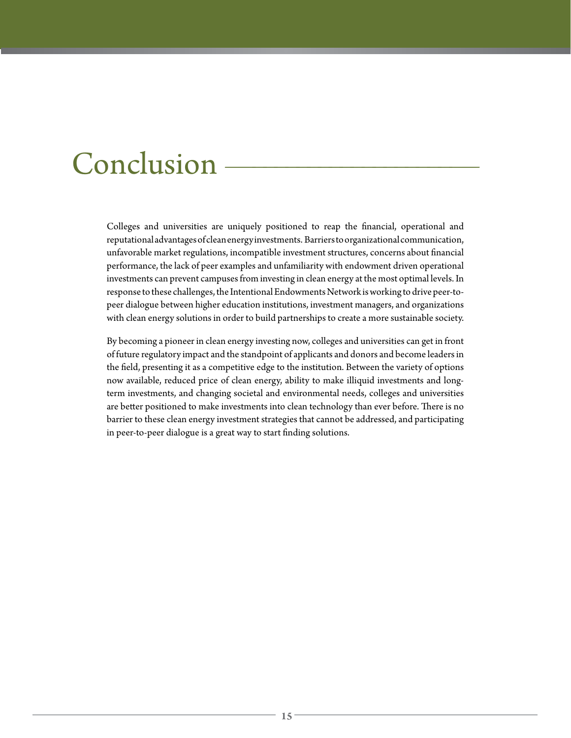# Conclusion

Colleges and universities are uniquely positioned to reap the financial, operational and reputational advantages of clean energy investments. Barriers to organizational communication, unfavorable market regulations, incompatible investment structures, concerns about financial performance, the lack of peer examples and unfamiliarity with endowment driven operational investments can prevent campuses from investing in clean energy at the most optimal levels. In response to these challenges, the Intentional Endowments Network is working to drive peer-to-peer dialogue between higher education institutions, investment managers, and organizations with clean energy solutions in order to build partnerships to create a more sustainable society.

By becoming a pioneer in clean energy investing now, colleges and universities can get in front of future regulatory impact and the standpoint of applicants and donors and become leaders in the field, presenting it as a competitive edge to the institution. Between the variety of options now available, reduced price of clean energy, ability to make illiquid investments and long-term investments, and changing societal and environmental needs, colleges and universities are better positioned to make investments into clean technology than ever before. There is no barrier to these clean energy investment strategies that cannot be addressed, and participating in peer-to-peer dialogue is a great way to start finding solutions.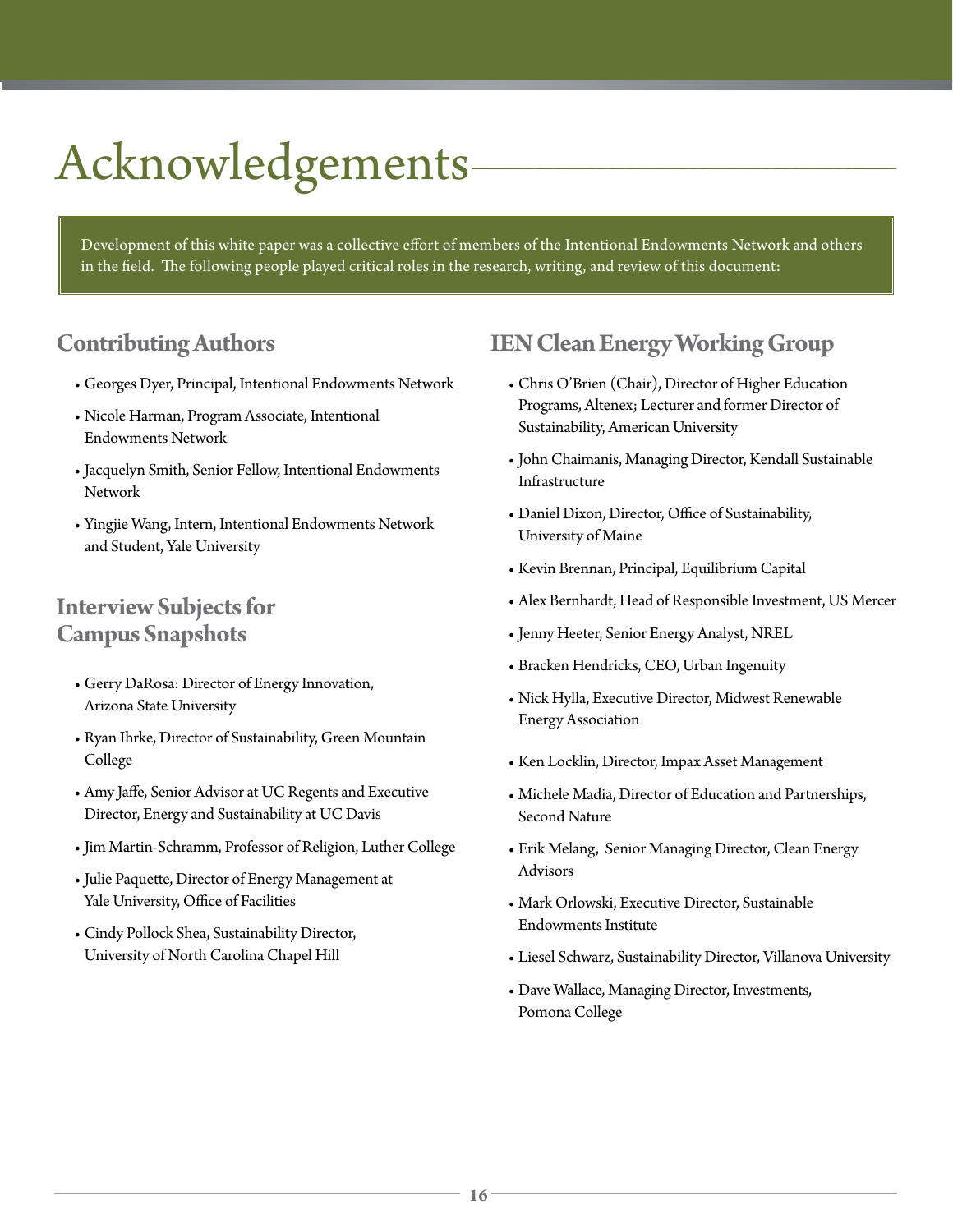# Acknowledgements

Development of this white paper was a collective effort of members of the Intentional Endowments Network and others in the field. The following people played critical roles in the research, writing, and review of this document:

## Contributing Authors

- Georges Dyer, Principal, Intentional Endowments Network
- Nicole Harman, Program Associate, Intentional Endowments Network
- Jacquelyn Smith, Senior Fellow, Intentional Endowments Network
- Yingjie Wang, Intern, Intentional Endowments Network and Student, Yale University

## Interview Subjects for Campus Snapshots

- Gerry DaRosa: Director of Energy Innovation, Arizona State University
- Ryan Ihrke, Director of Sustainability, Green Mountain College
- Amy Jaffe, Senior Advisor at UC Regents and Executive Director, Energy and Sustainability at UC Davis
- Jim Martin-Schramm, Professor of Religion, Luther College
- Julie Paquette, Director of Energy Management at Yale University, Office of Facilities
- Cindy Pollock Shea, Sustainability Director, University of North Carolina Chapel Hill

## IEN Clean Energy Working Group

- Chris O'Brien (Chair), Director of Higher Education Programs, Altenex; Lecturer and former Director of Sustainability, American University
- John Chaimanis, Managing Director, Kendall Sustainable Infrastructure
- Daniel Dixon, Director, Office of Sustainability, University of Maine
- Kevin Brennan, Principal, Equilibrium Capital
- Alex Bernhardt, Head of Responsible Investment, US Mercer
- Jenny Heeter, Senior Energy Analyst, NREL
- Bracken Hendricks, CEO, Urban Ingenuity
- Nick Hylla, Executive Director, Midwest Renewable Energy Association
- Ken Locklin, Director, Impax Asset Management
- Michele Madia, Director of Education and Partnerships, Second Nature
- Erik Melang, Senior Managing Director, Clean Energy Advisors
- Mark Orlowski, Executive Director, Sustainable Endowments Institute
- Liesel Schwarz, Sustainability Director, Villanova University
- Dave Wallace, Managing Director, Investments, Pomona College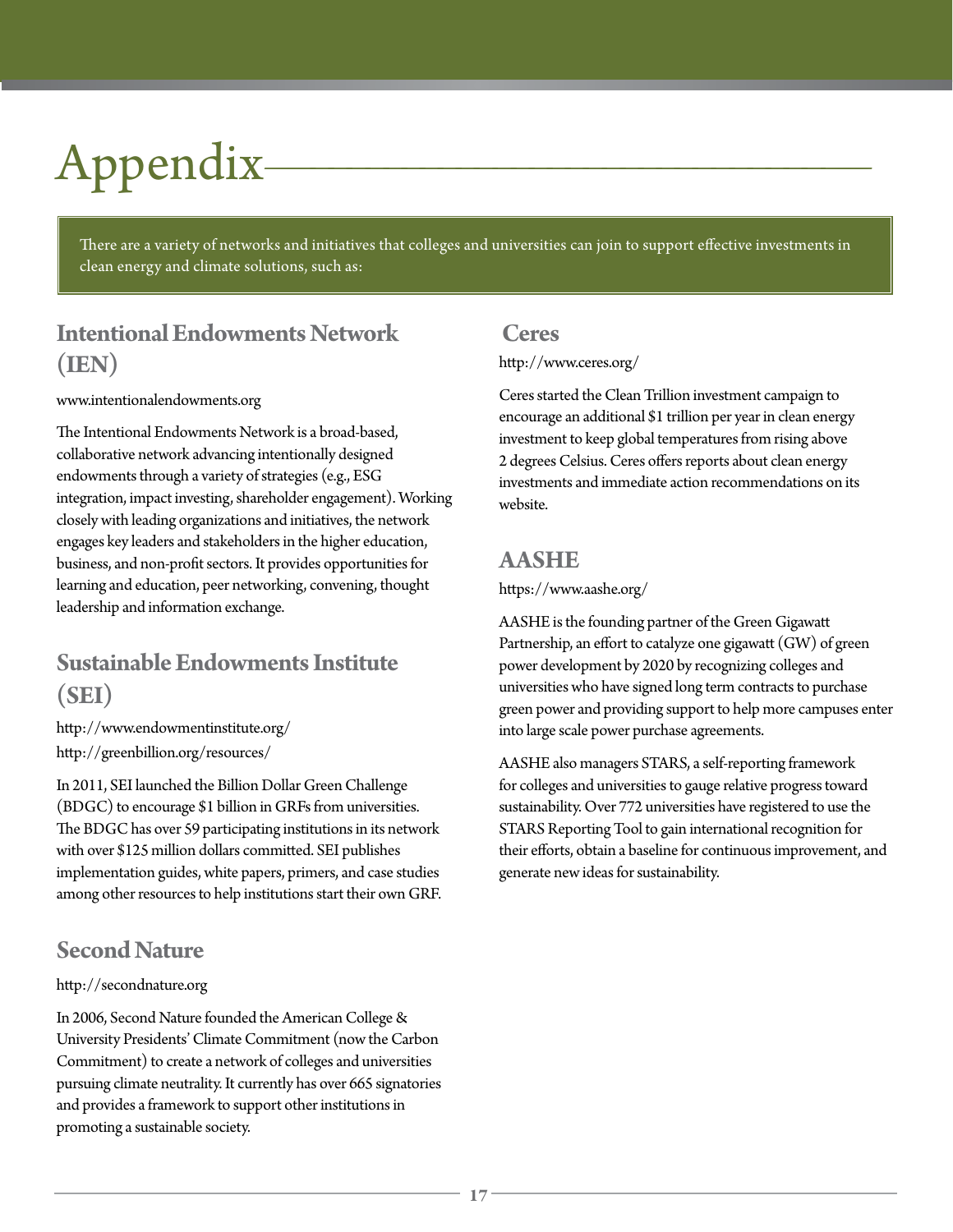# Appendix

There are a variety of networks and initiatives that colleges and universities can join to support effective investments in clean energy and climate solutions, such as:

## Intentional Endowments Network (IEN)

www.intentionalendowments.org

The Intentional Endowments Network is a broad-based, collaborative network advancing intentionally designed endowments through a variety of strategies (e.g., ESG integration, impact investing, shareholder engagement). Working closely with leading organizations and initiatives, the network engages key leaders and stakeholders in the higher education, business, and non-profit sectors. It provides opportunities for learning and education, peer networking, convening, thought leadership and information exchange.

## Sustainable Endowments Institute (SEI)

http://www.endowmentinstitute.org/
http://greenbillion.org/resources/

In 2011, SEI launched the Billion Dollar Green Challenge (BDGC) to encourage $1 billion in GRFs from universities. The BDGC has over 59 participating institutions in its network with over $125 million dollars committed. SEI publishes implementation guides, white papers, primers, and case studies among other resources to help institutions start their own GRF.

## Second Nature

http://secondnature.org

In 2006, Second Nature founded the American College & University Presidents' Climate Commitment (now the Carbon Commitment) to create a network of colleges and universities pursuing climate neutrality. It currently has over 665 signatories and provides a framework to support other institutions in promoting a sustainable society.

## Ceres

http://www.ceres.org/

Ceres started the Clean Trillion investment campaign to encourage an additional $1 trillion per year in clean energy investment to keep global temperatures from rising above 2 degrees Celsius. Ceres offers reports about clean energy investments and immediate action recommendations on its website.

## AASHE

https://www.aashe.org/

AASHE is the founding partner of the Green Gigawatt Partnership, an effort to catalyze one gigawatt (GW) of green power development by 2020 by recognizing colleges and universities who have signed long term contracts to purchase green power and providing support to help more campuses enter into large scale power purchase agreements.

AASHE also managers STARS, a self-reporting framework for colleges and universities to gauge relative progress toward sustainability. Over 772 universities have registered to use the STARS Reporting Tool to gain international recognition for their efforts, obtain a baseline for continuous improvement, and generate new ideas for sustainability.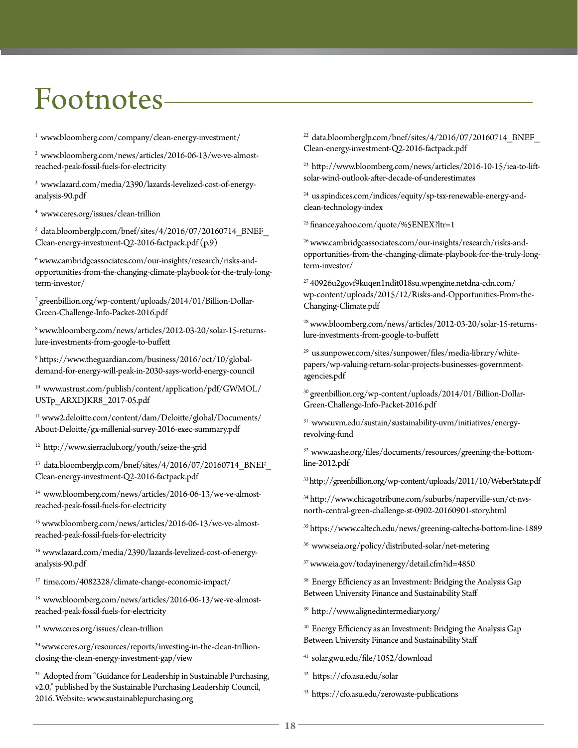# Footnotes

[1] www.bloomberg.com/company/clean-energy-investment/

[2] www.bloomberg.com/news/articles/2016-06-13/we-ve-almost-reached-peak-fossil-fuels-for-electricity

[3] www.lazard.com/media/2390/lazards-levelized-cost-of-energy-analysis-90.pdf

[4] www.ceres.org/issues/clean-trillion

[5] data.bloomberglp.com/bnef/sites/4/2016/07/20160714_BNEF_Clean-energy-investment-Q2-2016-factpack.pdf (p.9)

[6] www.cambridgeassociates.com/our-insights/research/risks-and-opportunities-from-the-changing-climate-playbook-for-the-truly-long-term-investor/

[7] greenbillion.org/wp-content/uploads/2014/01/Billion-Dollar-Green-Challenge-Info-Packet-2016.pdf

[8] www.bloomberg.com/news/articles/2012-03-20/solar-15-returns-lure-investments-from-google-to-buffett

[9] https://www.theguardian.com/business/2016/oct/10/global-demand-for-energy-will-peak-in-2030-says-world-energy-council

[10] www.ustrust.com/publish/content/application/pdf/GWMOL/USTp_ARXDJKR8_2017-05.pdf

[11] www2.deloitte.com/content/dam/Deloitte/global/Documents/About-Deloitte/gx-millenial-survey-2016-exec-summary.pdf

[12] http://www.sierraclub.org/youth/seize-the-grid

[13] data.bloomberglp.com/bnef/sites/4/2016/07/20160714_BNEF_Clean-energy-investment-Q2-2016-factpack.pdf

[14] www.bloomberg.com/news/articles/2016-06-13/we-ve-almost-reached-peak-fossil-fuels-for-electricity

[15] www.bloomberg.com/news/articles/2016-06-13/we-ve-almost-reached-peak-fossil-fuels-for-electricity

[16] www.lazard.com/media/2390/lazards-levelized-cost-of-energy-analysis-90.pdf

[17] time.com/4082328/climate-change-economic-impact/

[18] www.bloomberg.com/news/articles/2016-06-13/we-ve-almost-reached-peak-fossil-fuels-for-electricity

[19] www.ceres.org/issues/clean-trillion

[20] www.ceres.org/resources/reports/investing-in-the-clean-trillion-closing-the-clean-energy-investment-gap/view

[21] Adopted from "Guidance for Leadership in Sustainable Purchasing, v2.0," published by the Sustainable Purchasing Leadership Council, 2016. Website: www.sustainablepurchasing.org

[22] data.bloomberglp.com/bnef/sites/4/2016/07/20160714_BNEF_Clean-energy-investment-Q2-2016-factpack.pdf

[23] http://www.bloomberg.com/news/articles/2016-10-15/iea-to-lift-solar-wind-outlook-after-decade-of-underestimates

[24] us.spindices.com/indices/equity/sp-tsx-renewable-energy-and-clean-technology-index

[25] finance.yahoo.com/quote/%5ENEX?ltr=1

[26] www.cambridgeassociates.com/our-insights/research/risks-and-opportunities-from-the-changing-climate-playbook-for-the-truly-long-term-investor/

[27] 40926u2govf9kuqen1ndit018su.wpengine.netdna-cdn.com/wp-content/uploads/2015/12/Risks-and-Opportunities-From-the-Changing-Climate.pdf

[28] www.bloomberg.com/news/articles/2012-03-20/solar-15-returns-lure-investments-from-google-to-buffett

[29] us.sunpower.com/sites/sunpower/files/media-library/white-papers/wp-valuing-return-solar-projects-businesses-government-agencies.pdf

[30] greenbillion.org/wp-content/uploads/2014/01/Billion-Dollar-Green-Challenge-Info-Packet-2016.pdf

[31] www.uvm.edu/sustain/sustainability-uvm/initiatives/energy-revolving-fund

[32] www.aashe.org/files/documents/resources/greening-the-bottom-line-2012.pdf

[33] http://greenbillion.org/wp-content/uploads/2011/10/WeberState.pdf

[34] http://www.chicagotribune.com/suburbs/naperville-sun/ct-nvs-north-central-green-challenge-st-0902-20160901-story.html

[35] https://www.caltech.edu/news/greening-caltechs-bottom-line-1889

[36] www.seia.org/policy/distributed-solar/net-metering

[37] www.eia.gov/todayinenergy/detail.cfm?id=4850

[38] Energy Efficiency as an Investment: Bridging the Analysis Gap Between University Finance and Sustainability Staff

[39] http://www.alignedintermediary.org/

[40] Energy Efficiency as an Investment: Bridging the Analysis Gap Between University Finance and Sustainability Staff

[41] solar.gwu.edu/file/1052/download

[42] https://cfo.asu.edu/solar

[43] https://cfo.asu.edu/zerowaste-publications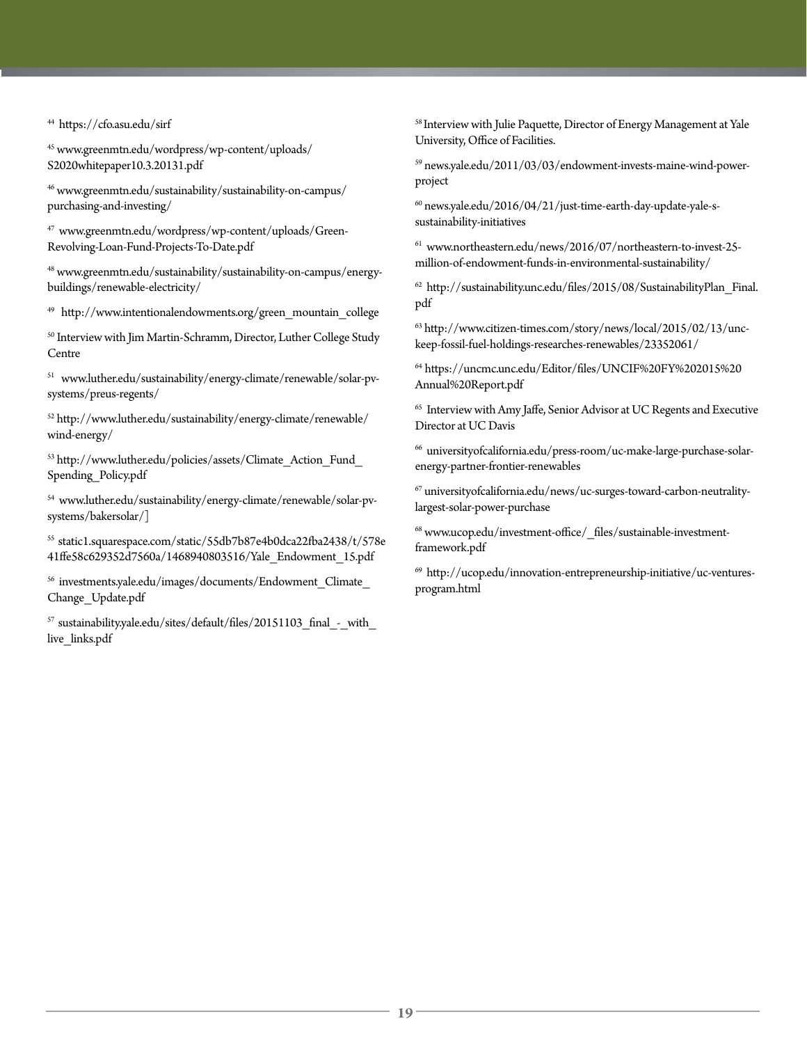[44] https://cfo.asu.edu/sirf

[45] www.greenmtn.edu/wordpress/wp-content/uploads/S2020whitepaper10.3.20131.pdf

[46] www.greenmtn.edu/sustainability/sustainability-on-campus/purchasing-and-investing/

[47] www.greenmtn.edu/wordpress/wp-content/uploads/Green-Revolving-Loan-Fund-Projects-To-Date.pdf

[48] www.greenmtn.edu/sustainability/sustainability-on-campus/energy-buildings/renewable-electricity/

[49] http://www.intentionalendowments.org/green_mountain_college

[50] Interview with Jim Martin-Schramm, Director, Luther College Study Centre

[51] www.luther.edu/sustainability/energy-climate/renewable/solar-pv-systems/preus-regents/

[52] http://www.luther.edu/sustainability/energy-climate/renewable/wind-energy/

[53] http://www.luther.edu/policies/assets/Climate_Action_Fund_Spending_Policy.pdf

[54] www.luther.edu/sustainability/energy-climate/renewable/solar-pv-systems/bakersolar/]

[55] static1.squarespace.com/static/55db7b87e4b0dca22fba2438/t/578e41ffe58c629352d7560a/1468940803516/Yale_Endowment_15.pdf

[56] investments.yale.edu/images/documents/Endowment_Climate_Change_Update.pdf

[57] sustainability.yale.edu/sites/default/files/20151103_final_-_with_live_links.pdf

[58] Interview with Julie Paquette, Director of Energy Management at Yale University, Office of Facilities.

[59] news.yale.edu/2011/03/03/endowment-invests-maine-wind-power-project

[60] news.yale.edu/2016/04/21/just-time-earth-day-update-yale-s-sustainability-initiatives

[61] www.northeastern.edu/news/2016/07/northeastern-to-invest-25-million-of-endowment-funds-in-environmental-sustainability/

[62] http://sustainability.unc.edu/files/2015/08/SustainabilityPlan_Final.pdf

[63] http://www.citizen-times.com/story/news/local/2015/02/13/unc-keep-fossil-fuel-holdings-researches-renewables/23352061/

[64] https://uncmc.unc.edu/Editor/files/UNCIF%20FY%202015%20Annual%20Report.pdf

[65] Interview with Amy Jaffe, Senior Advisor at UC Regents and Executive Director at UC Davis

[66] universityofcalifornia.edu/press-room/uc-make-large-purchase-solar-energy-partner-frontier-renewables

[67] universityofcalifornia.edu/news/uc-surges-toward-carbon-neutrality-largest-solar-power-purchase

[68] www.ucop.edu/investment-office/_files/sustainable-investment-framework.pdf

[69] http://ucop.edu/innovation-entrepreneurship-initiative/uc-ventures-program.html